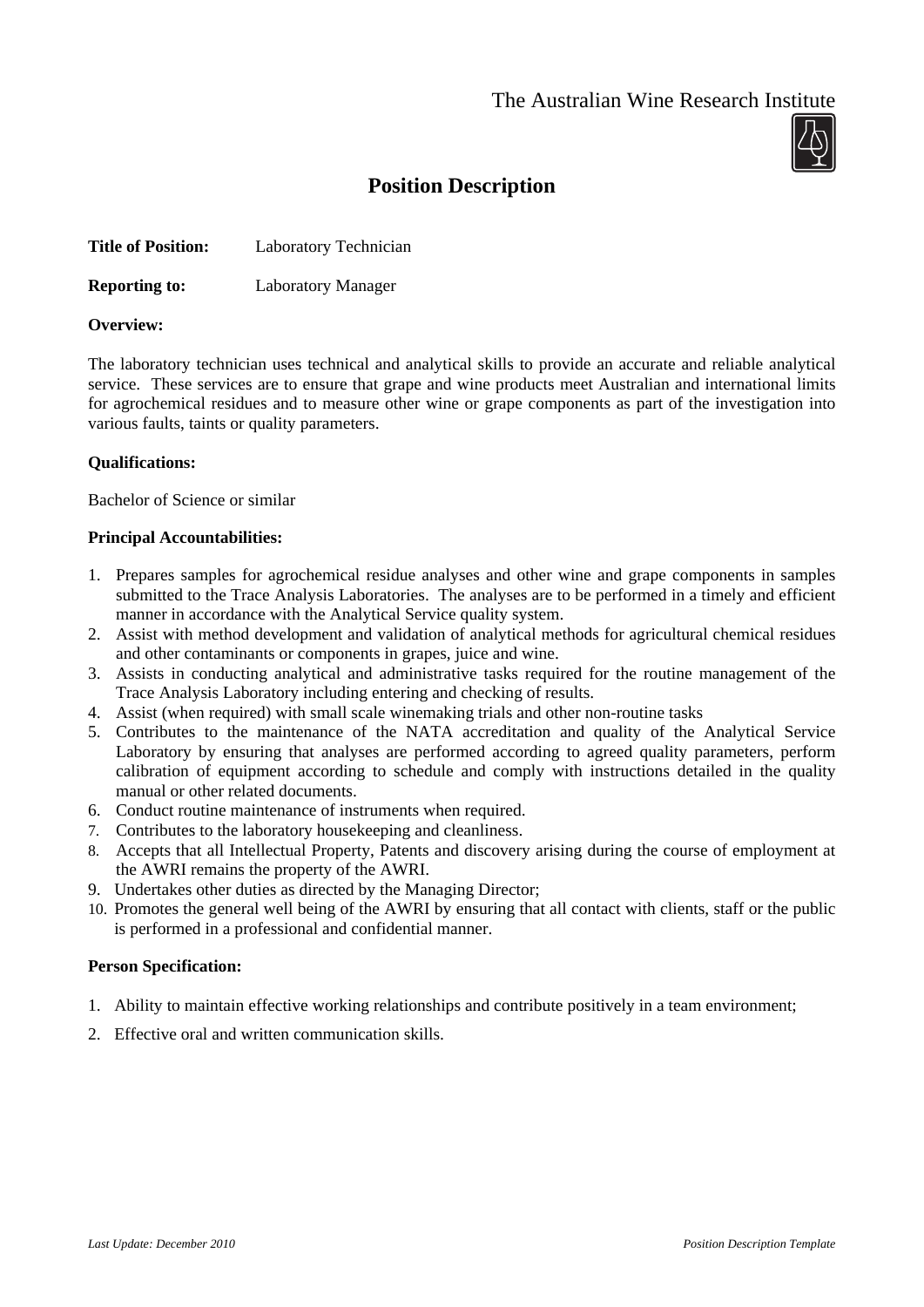The Australian Wine Research Institute

# Position Description

**Title of Position:** Laboratory Technician

**Reporting to:** Laboratory Manager

**Overview:**

The laboratory technician uses technical and analytical skills to provide an accurate and reliable analytical service. These services are to ensure that grape and wine products meet Australian and international limits for agrochemical residues and to measure other wine or grape components as part of the investigation into various faults, taints or quality parameters.

**Qualifications:**

Bachelor of Science or similar

**Principal Accountabilities:**

1. Prepares samples for agrochemical residue analyses and other wine and grape components in samples submitted to the Trace Analysis Laboratories. The analyses are to be performed in a timely and efficient manner in accordance with the Analytical Service quality system.
2. Assist with method development and validation of analytical methods for agricultural chemical residues and other contaminants or components in grapes, juice and wine.
3. Assists in conducting analytical and administrative tasks required for the routine management of the Trace Analysis Laboratory including entering and checking of results.
4. Assist (when required) with small scale winemaking trials and other non-routine tasks
5. Contributes to the maintenance of the NATA accreditation and quality of the Analytical Service Laboratory by ensuring that analyses are performed according to agreed quality parameters, perform calibration of equipment according to schedule and comply with instructions detailed in the quality manual or other related documents.
6. Conduct routine maintenance of instruments when required.
7. Contributes to the laboratory housekeeping and cleanliness.
8. Accepts that all Intellectual Property, Patents and discovery arising during the course of employment at the AWRI remains the property of the AWRI.
9. Undertakes other duties as directed by the Managing Director;
10. Promotes the general well being of the AWRI by ensuring that all contact with clients, staff or the public is performed in a professional and confidential manner.

**Person Specification:**

1. Ability to maintain effective working relationships and contribute positively in a team environment;
2. Effective oral and written communication skills.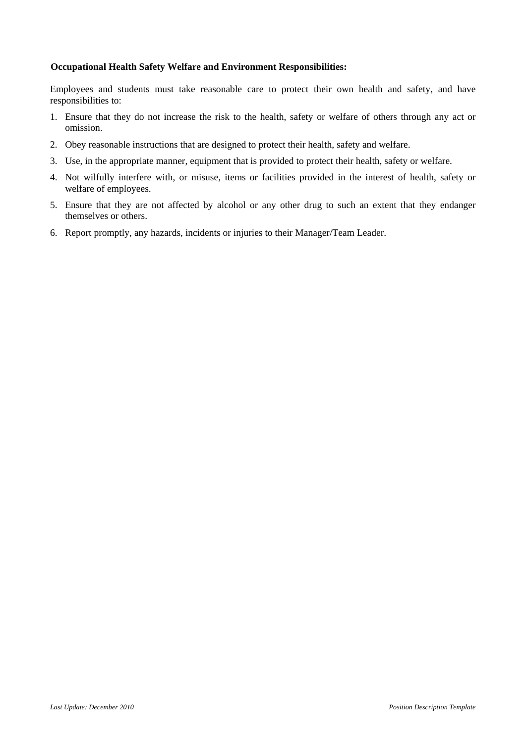**Occupational Health Safety Welfare and Environment Responsibilities:**

Employees and students must take reasonable care to protect their own health and safety, and have responsibilities to:

1. Ensure that they do not increase the risk to the health, safety or welfare of others through any act or omission.
2. Obey reasonable instructions that are designed to protect their health, safety and welfare.
3. Use, in the appropriate manner, equipment that is provided to protect their health, safety or welfare.
4. Not wilfully interfere with, or misuse, items or facilities provided in the interest of health, safety or welfare of employees.
5. Ensure that they are not affected by alcohol or any other drug to such an extent that they endanger themselves or others.
6. Report promptly, any hazards, incidents or injuries to their Manager/Team Leader.